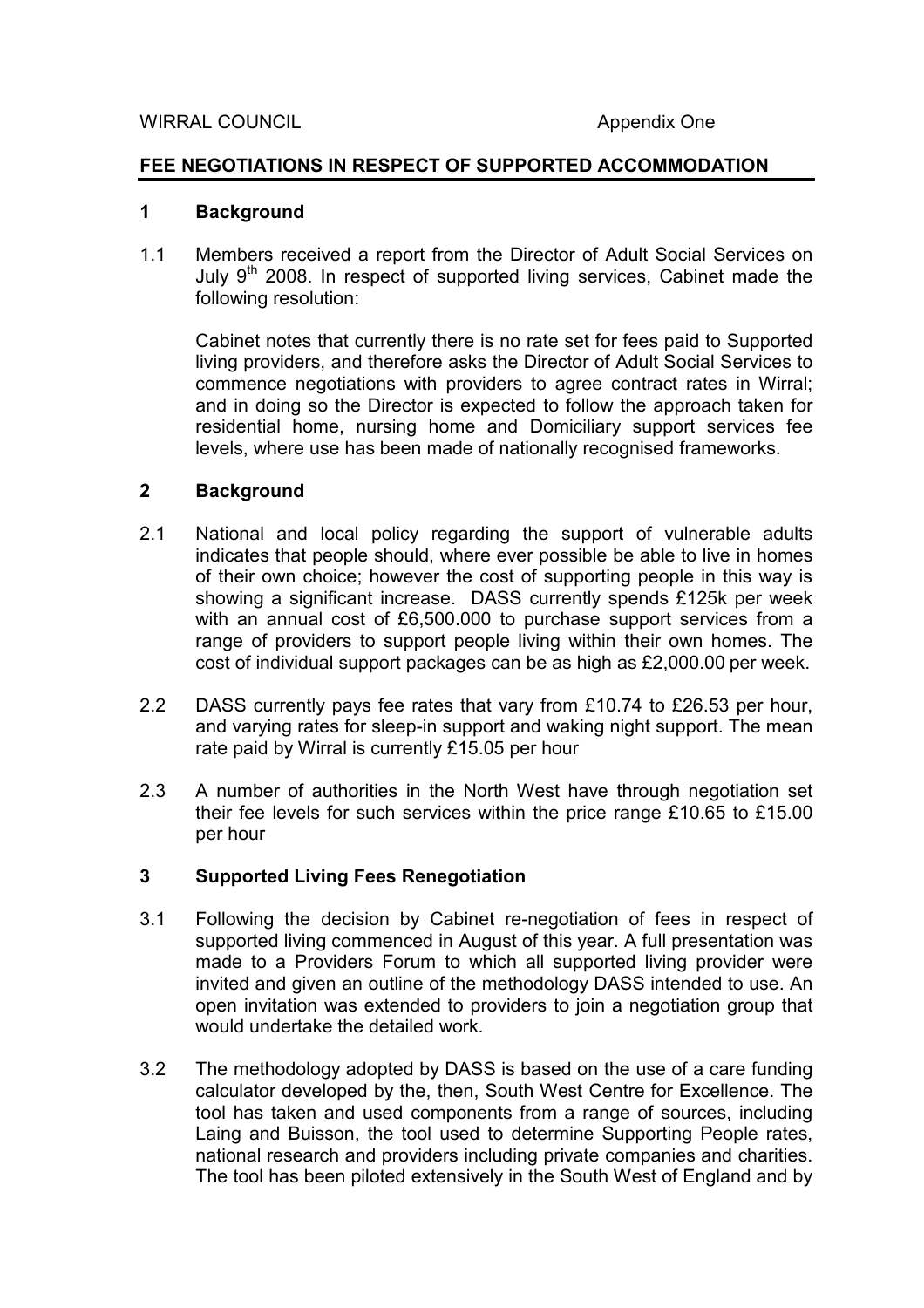WIRRAL COUNCIL Appendix One

## FEE NEGOTIATIONS IN RESPECT OF SUPPORTED ACCOMMODATION

### 1 Background

1.1 Members received a report from the Director of Adult Social Services on July 9th 2008. In respect of supported living services, Cabinet made the following resolution:

Cabinet notes that currently there is no rate set for fees paid to Supported living providers, and therefore asks the Director of Adult Social Services to commence negotiations with providers to agree contract rates in Wirral; and in doing so the Director is expected to follow the approach taken for residential home, nursing home and Domiciliary support services fee levels, where use has been made of nationally recognised frameworks.

### 2 Background

2.1 National and local policy regarding the support of vulnerable adults indicates that people should, where ever possible be able to live in homes of their own choice; however the cost of supporting people in this way is showing a significant increase. DASS currently spends £125k per week with an annual cost of £6,500.000 to purchase support services from a range of providers to support people living within their own homes. The cost of individual support packages can be as high as £2,000.00 per week.

2.2 DASS currently pays fee rates that vary from £10.74 to £26.53 per hour, and varying rates for sleep-in support and waking night support. The mean rate paid by Wirral is currently £15.05 per hour

2.3 A number of authorities in the North West have through negotiation set their fee levels for such services within the price range £10.65 to £15.00 per hour

### 3 Supported Living Fees Renegotiation

3.1 Following the decision by Cabinet re-negotiation of fees in respect of supported living commenced in August of this year. A full presentation was made to a Providers Forum to which all supported living provider were invited and given an outline of the methodology DASS intended to use. An open invitation was extended to providers to join a negotiation group that would undertake the detailed work.

3.2 The methodology adopted by DASS is based on the use of a care funding calculator developed by the, then, South West Centre for Excellence. The tool has taken and used components from a range of sources, including Laing and Buisson, the tool used to determine Supporting People rates, national research and providers including private companies and charities. The tool has been piloted extensively in the South West of England and by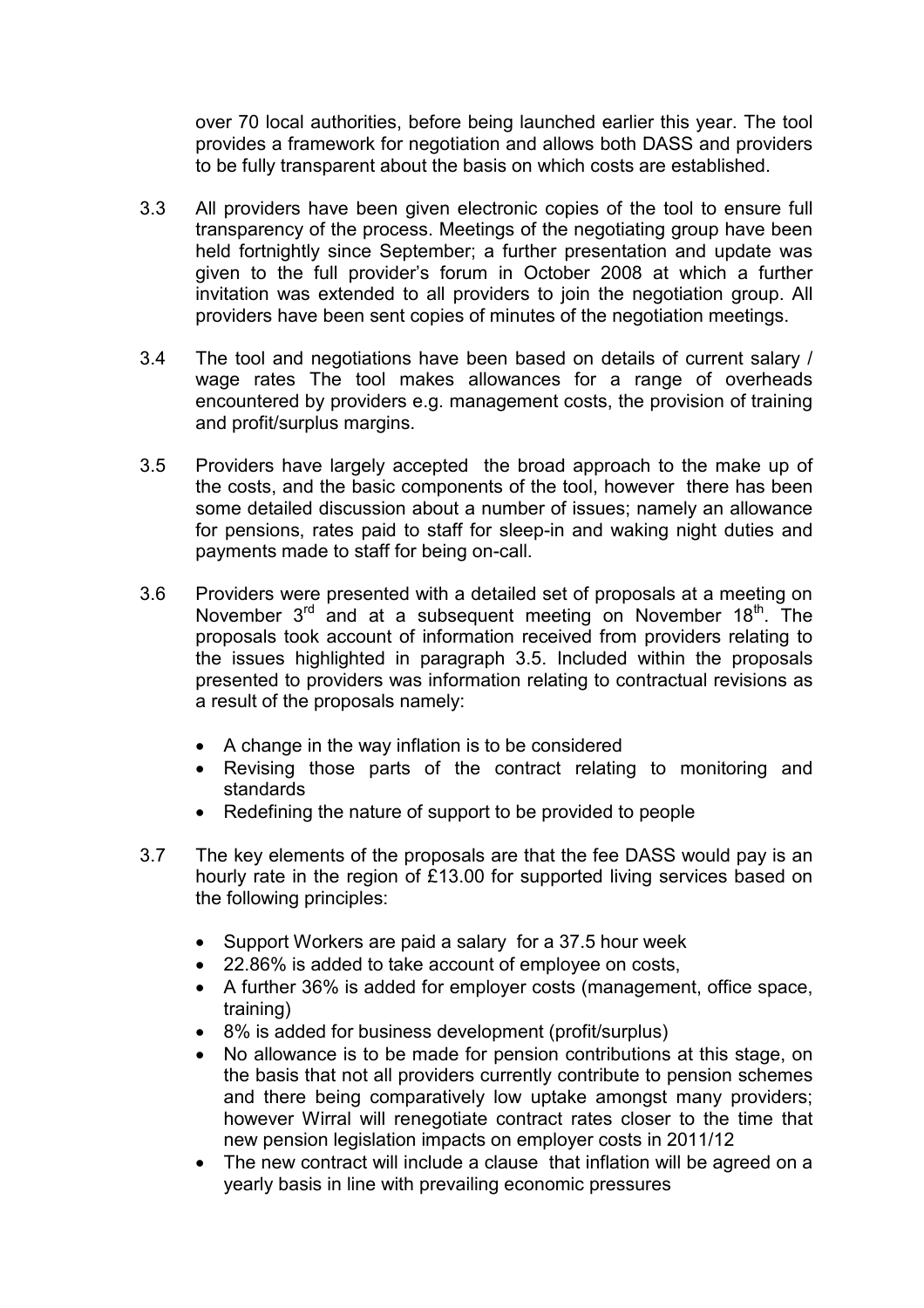over 70 local authorities, before being launched earlier this year. The tool provides a framework for negotiation and allows both DASS and providers to be fully transparent about the basis on which costs are established.

3.3 All providers have been given electronic copies of the tool to ensure full transparency of the process. Meetings of the negotiating group have been held fortnightly since September; a further presentation and update was given to the full provider's forum in October 2008 at which a further invitation was extended to all providers to join the negotiation group. All providers have been sent copies of minutes of the negotiation meetings.

3.4 The tool and negotiations have been based on details of current salary / wage rates The tool makes allowances for a range of overheads encountered by providers e.g. management costs, the provision of training and profit/surplus margins.

3.5 Providers have largely accepted the broad approach to the make up of the costs, and the basic components of the tool, however there has been some detailed discussion about a number of issues; namely an allowance for pensions, rates paid to staff for sleep-in and waking night duties and payments made to staff for being on-call.

3.6 Providers were presented with a detailed set of proposals at a meeting on November 3rd and at a subsequent meeting on November 18th. The proposals took account of information received from providers relating to the issues highlighted in paragraph 3.5. Included within the proposals presented to providers was information relating to contractual revisions as a result of the proposals namely:

- A change in the way inflation is to be considered
- Revising those parts of the contract relating to monitoring and standards
- Redefining the nature of support to be provided to people

3.7 The key elements of the proposals are that the fee DASS would pay is an hourly rate in the region of £13.00 for supported living services based on the following principles:

- Support Workers are paid a salary for a 37.5 hour week
- 22.86% is added to take account of employee on costs,
- A further 36% is added for employer costs (management, office space, training)
- 8% is added for business development (profit/surplus)
- No allowance is to be made for pension contributions at this stage, on the basis that not all providers currently contribute to pension schemes and there being comparatively low uptake amongst many providers; however Wirral will renegotiate contract rates closer to the time that new pension legislation impacts on employer costs in 2011/12
- The new contract will include a clause that inflation will be agreed on a yearly basis in line with prevailing economic pressures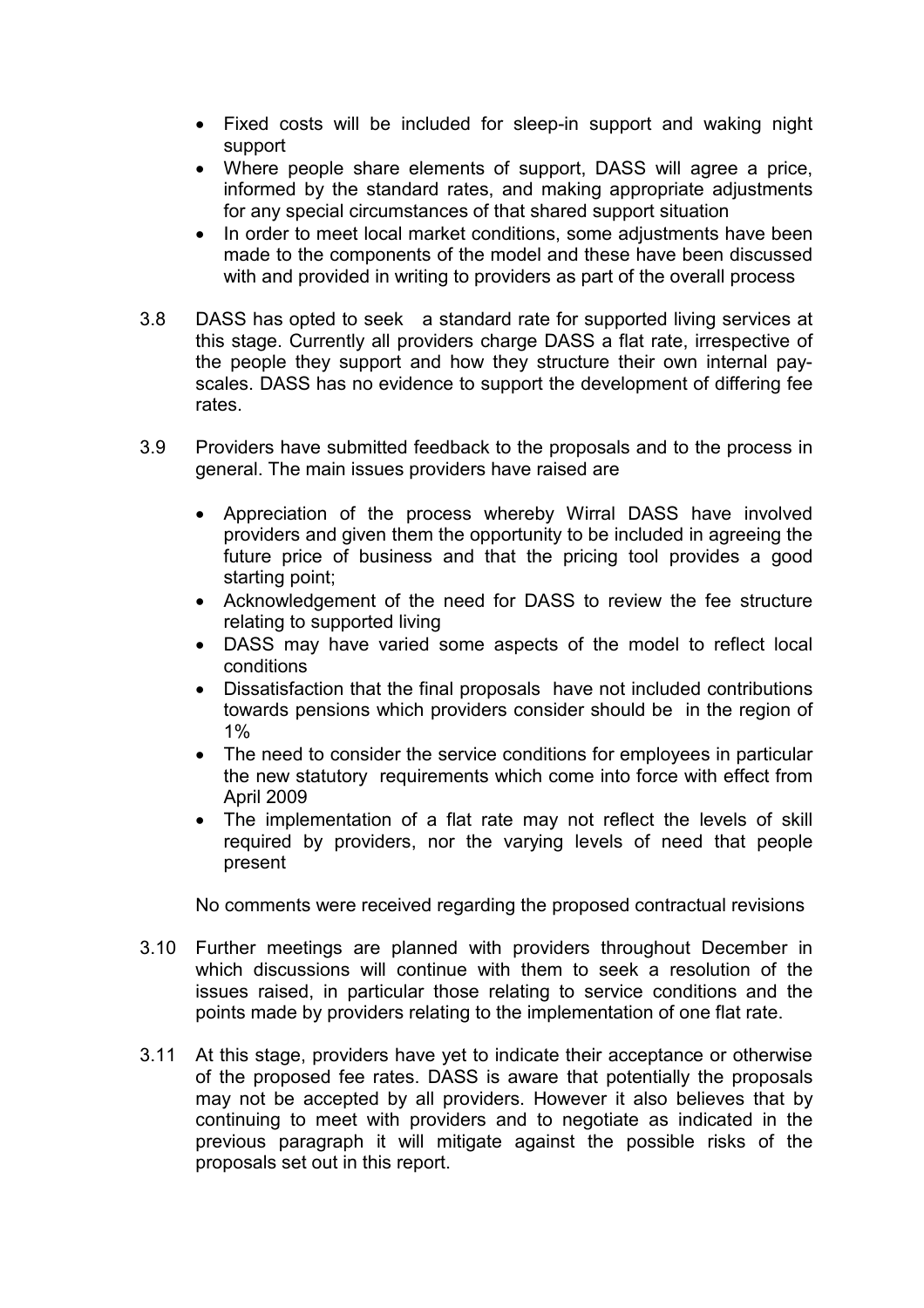- Fixed costs will be included for sleep-in support and waking night support
- Where people share elements of support, DASS will agree a price, informed by the standard rates, and making appropriate adjustments for any special circumstances of that shared support situation
- In order to meet local market conditions, some adjustments have been made to the components of the model and these have been discussed with and provided in writing to providers as part of the overall process

3.8 DASS has opted to seek a standard rate for supported living services at this stage. Currently all providers charge DASS a flat rate, irrespective of the people they support and how they structure their own internal pay-scales. DASS has no evidence to support the development of differing fee rates.

3.9 Providers have submitted feedback to the proposals and to the process in general. The main issues providers have raised are

- Appreciation of the process whereby Wirral DASS have involved providers and given them the opportunity to be included in agreeing the future price of business and that the pricing tool provides a good starting point;
- Acknowledgement of the need for DASS to review the fee structure relating to supported living
- DASS may have varied some aspects of the model to reflect local conditions
- Dissatisfaction that the final proposals have not included contributions towards pensions which providers consider should be in the region of 1%
- The need to consider the service conditions for employees in particular the new statutory requirements which come into force with effect from April 2009
- The implementation of a flat rate may not reflect the levels of skill required by providers, nor the varying levels of need that people present

No comments were received regarding the proposed contractual revisions

3.10 Further meetings are planned with providers throughout December in which discussions will continue with them to seek a resolution of the issues raised, in particular those relating to service conditions and the points made by providers relating to the implementation of one flat rate.

3.11 At this stage, providers have yet to indicate their acceptance or otherwise of the proposed fee rates. DASS is aware that potentially the proposals may not be accepted by all providers. However it also believes that by continuing to meet with providers and to negotiate as indicated in the previous paragraph it will mitigate against the possible risks of the proposals set out in this report.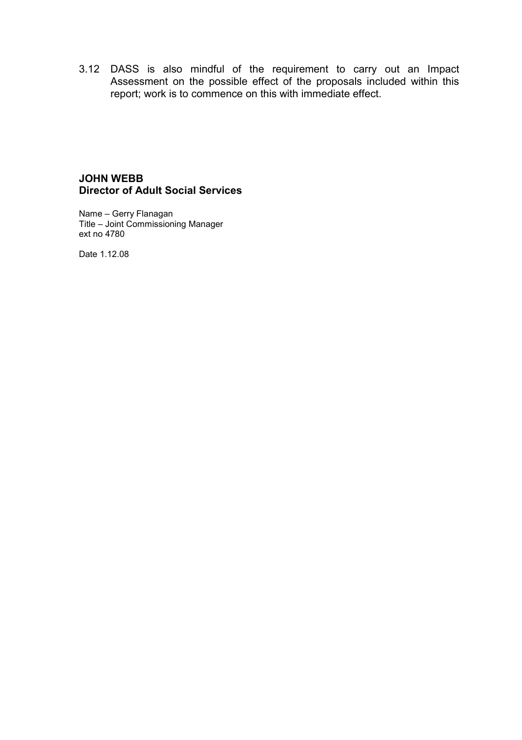3.12 DASS is also mindful of the requirement to carry out an Impact Assessment on the possible effect of the proposals included within this report; work is to commence on this with immediate effect.

**JOHN WEBB**
**Director of Adult Social Services**

Name – Gerry Flanagan
Title – Joint Commissioning Manager
ext no 4780

Date 1.12.08